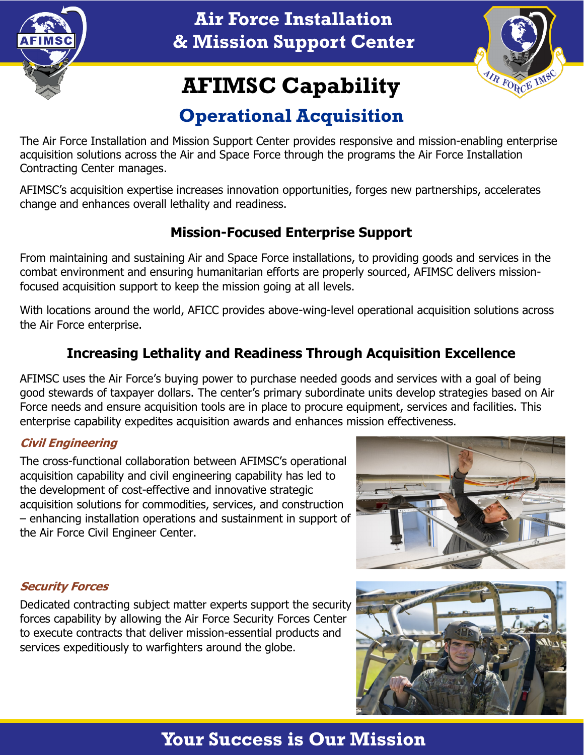# Air Force Installation & Mission Support Center

# AFIMSC Capability

## Operational Acquisition

The Air Force Installation and Mission Support Center provides responsive and mission-enabling enterprise acquisition solutions across the Air and Space Force through the programs the Air Force Installation Contracting Center manages.

AFIMSC's acquisition expertise increases innovation opportunities, forges new partnerships, accelerates change and enhances overall lethality and readiness.

### Mission-Focused Enterprise Support

From maintaining and sustaining Air and Space Force installations, to providing goods and services in the combat environment and ensuring humanitarian efforts are properly sourced, AFIMSC delivers mission-focused acquisition support to keep the mission going at all levels.

With locations around the world, AFICC provides above-wing-level operational acquisition solutions across the Air Force enterprise.

### Increasing Lethality and Readiness Through Acquisition Excellence

AFIMSC uses the Air Force's buying power to purchase needed goods and services with a goal of being good stewards of taxpayer dollars. The center's primary subordinate units develop strategies based on Air Force needs and ensure acquisition tools are in place to procure equipment, services and facilities. This enterprise capability expedites acquisition awards and enhances mission effectiveness.

#### *Civil Engineering*

The cross-functional collaboration between AFIMSC's operational acquisition capability and civil engineering capability has led to the development of cost-effective and innovative strategic acquisition solutions for commodities, services, and construction – enhancing installation operations and sustainment in support of the Air Force Civil Engineer Center.

#### *Security Forces*

Dedicated contracting subject matter experts support the security forces capability by allowing the Air Force Security Forces Center to execute contracts that deliver mission-essential products and services expeditiously to warfighters around the globe.

**Your Success is Our Mission**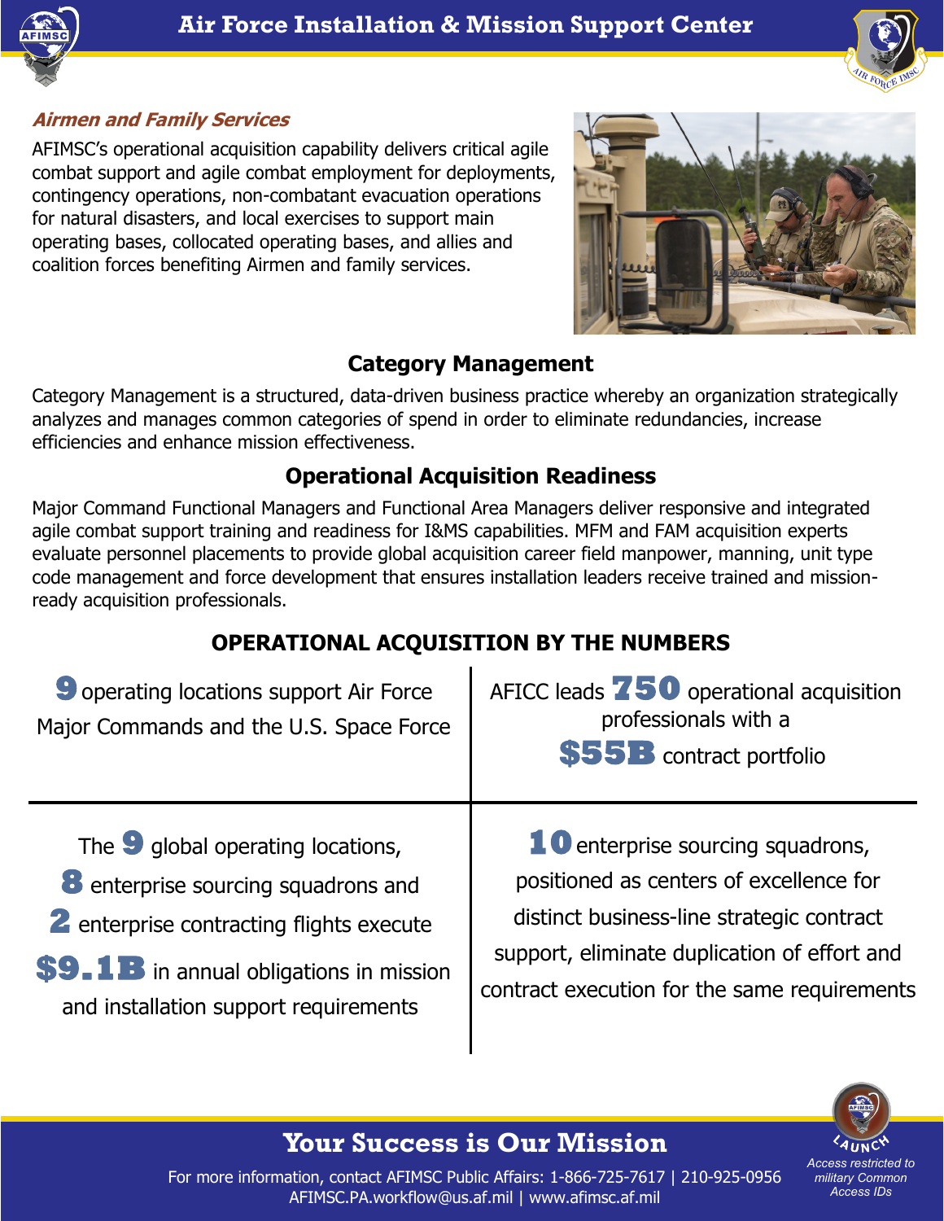### *Airmen and Family Services*

AFIMSC's operational acquisition capability delivers critical agile combat support and agile combat employment for deployments, contingency operations, non-combatant evacuation operations for natural disasters, and local exercises to support main operating bases, collocated operating bases, and allies and coalition forces benefiting Airmen and family services.

## Category Management

Category Management is a structured, data-driven business practice whereby an organization strategically analyzes and manages common categories of spend in order to eliminate redundancies, increase efficiencies and enhance mission effectiveness.

## Operational Acquisition Readiness

Major Command Functional Managers and Functional Area Managers deliver responsive and integrated agile combat support training and readiness for I&MS capabilities. MFM and FAM acquisition experts evaluate personnel placements to provide global acquisition career field manpower, manning, unit type code management and force development that ensures installation leaders receive trained and mission-ready acquisition professionals.

## OPERATIONAL ACQUISITION BY THE NUMBERS

**9** operating locations support Air Force Major Commands and the U.S. Space Force

AFICC leads **750** operational acquisition professionals with a **$55B** contract portfolio

The **9** global operating locations, **8** enterprise sourcing squadrons and **2** enterprise contracting flights execute **$9.1B** in annual obligations in mission and installation support requirements

**10** enterprise sourcing squadrons, positioned as centers of excellence for distinct business-line strategic contract support, eliminate duplication of effort and contract execution for the same requirements

## Your Success is Our Mission

For more information, contact AFIMSC Public Affairs: 1-866-725-7617 | 210-925-0956
AFIMSC.PA.workflow@us.af.mil | www.afimsc.af.mil

LAUNCH
*Access restricted to military Common Access IDs*